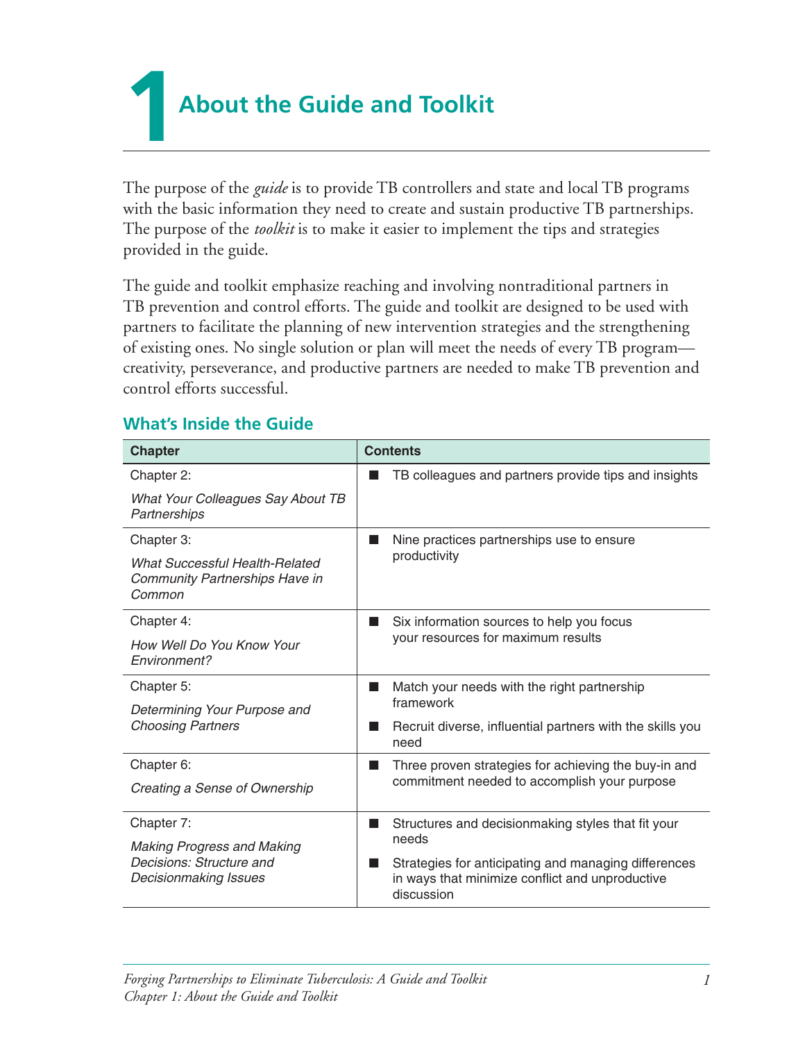# 1 About the Guide and Toolkit

The purpose of the *guide* is to provide TB controllers and state and local TB programs with the basic information they need to create and sustain productive TB partnerships. The purpose of the *toolkit* is to make it easier to implement the tips and strategies provided in the guide.

The guide and toolkit emphasize reaching and involving nontraditional partners in TB prevention and control efforts. The guide and toolkit are designed to be used with partners to facilitate the planning of new intervention strategies and the strengthening of existing ones. No single solution or plan will meet the needs of every TB program—creativity, perseverance, and productive partners are needed to make TB prevention and control efforts successful.

## What's Inside the Guide

| Chapter | Contents |
|---|---|
| Chapter 2: *What Your Colleagues Say About TB Partnerships* | ■ TB colleagues and partners provide tips and insights |
| Chapter 3: *What Successful Health-Related Community Partnerships Have in Common* | ■ Nine practices partnerships use to ensure productivity |
| Chapter 4: *How Well Do You Know Your Environment?* | ■ Six information sources to help you focus your resources for maximum results |
| Chapter 5: *Determining Your Purpose and Choosing Partners* | ■ Match your needs with the right partnership framework<br>■ Recruit diverse, influential partners with the skills you need |
| Chapter 6: *Creating a Sense of Ownership* | ■ Three proven strategies for achieving the buy-in and commitment needed to accomplish your purpose |
| Chapter 7: *Making Progress and Making Decisions: Structure and Decisionmaking Issues* | ■ Structures and decisionmaking styles that fit your needs<br>■ Strategies for anticipating and managing differences in ways that minimize conflict and unproductive discussion |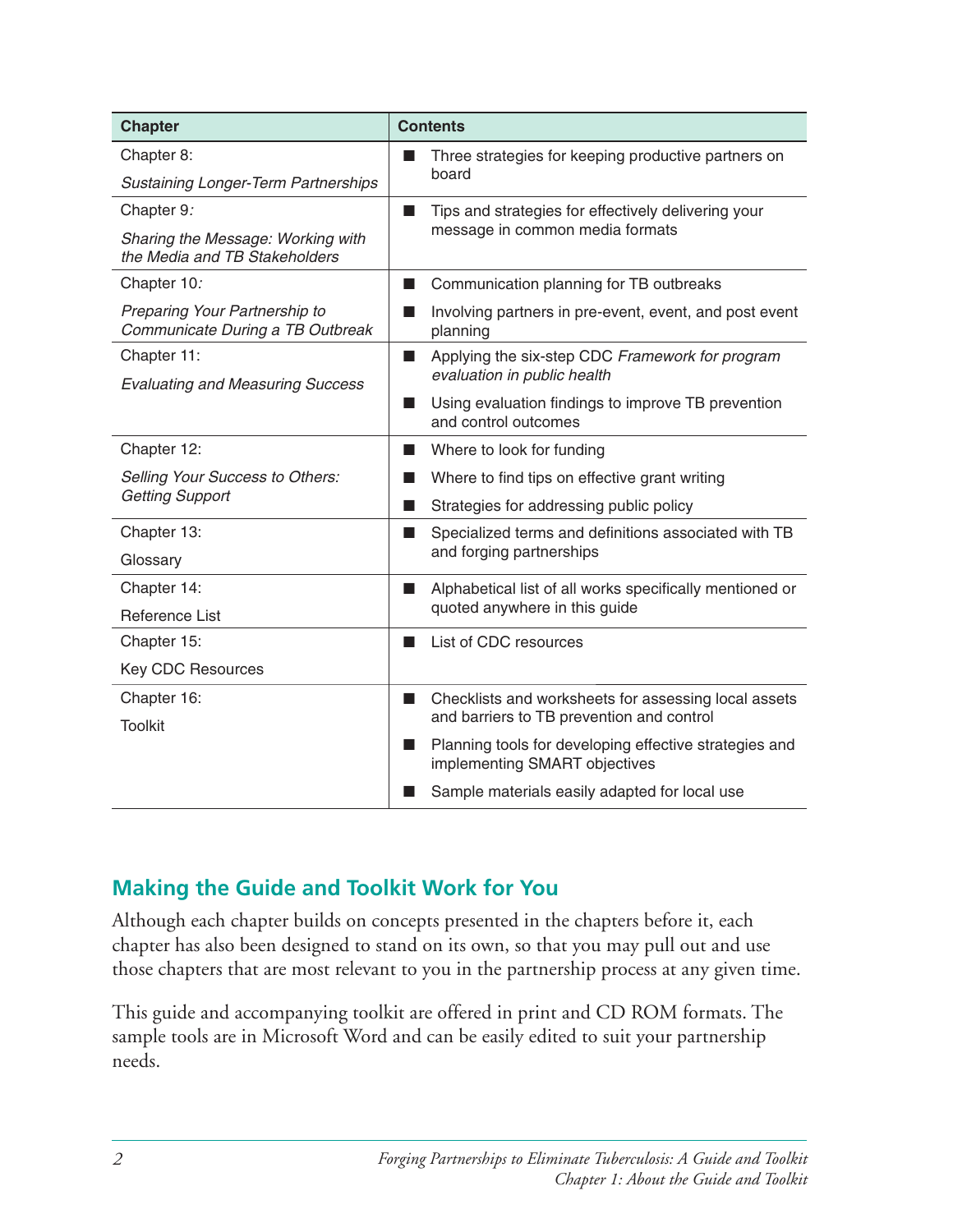| Chapter | Contents |
| --- | --- |
| Chapter 8: *Sustaining Longer-Term Partnerships* | ■ Three strategies for keeping productive partners on board |
| Chapter 9: *Sharing the Message: Working with the Media and TB Stakeholders* | ■ Tips and strategies for effectively delivering your message in common media formats |
| Chapter 10: *Preparing Your Partnership to Communicate During a TB Outbreak* | ■ Communication planning for TB outbreaks<br>■ Involving partners in pre-event, event, and post event planning |
| Chapter 11: *Evaluating and Measuring Success* | ■ Applying the six-step CDC *Framework for program evaluation in public health*<br>■ Using evaluation findings to improve TB prevention and control outcomes |
| Chapter 12: *Selling Your Success to Others: Getting Support* | ■ Where to look for funding<br>■ Where to find tips on effective grant writing<br>■ Strategies for addressing public policy |
| Chapter 13: Glossary | ■ Specialized terms and definitions associated with TB and forging partnerships |
| Chapter 14: Reference List | ■ Alphabetical list of all works specifically mentioned or quoted anywhere in this guide |
| Chapter 15: Key CDC Resources | ■ List of CDC resources |
| Chapter 16: Toolkit | ■ Checklists and worksheets for assessing local assets and barriers to TB prevention and control<br>■ Planning tools for developing effective strategies and implementing SMART objectives<br>■ Sample materials easily adapted for local use |

## Making the Guide and Toolkit Work for You

Although each chapter builds on concepts presented in the chapters before it, each chapter has also been designed to stand on its own, so that you may pull out and use those chapters that are most relevant to you in the partnership process at any given time.

This guide and accompanying toolkit are offered in print and CD ROM formats. The sample tools are in Microsoft Word and can be easily edited to suit your partnership needs.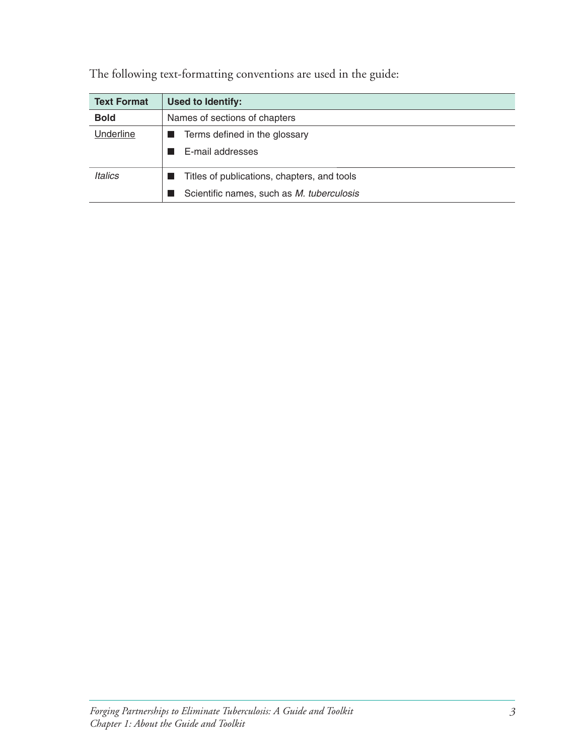The following text-formatting conventions are used in the guide:

| Text Format | Used to Identify: |
| --- | --- |
| **Bold** | Names of sections of chapters |
| Underline | ■ Terms defined in the glossary<br>■ E-mail addresses |
| *Italics* | ■ Titles of publications, chapters, and tools<br>■ Scientific names, such as *M. tuberculosis* |